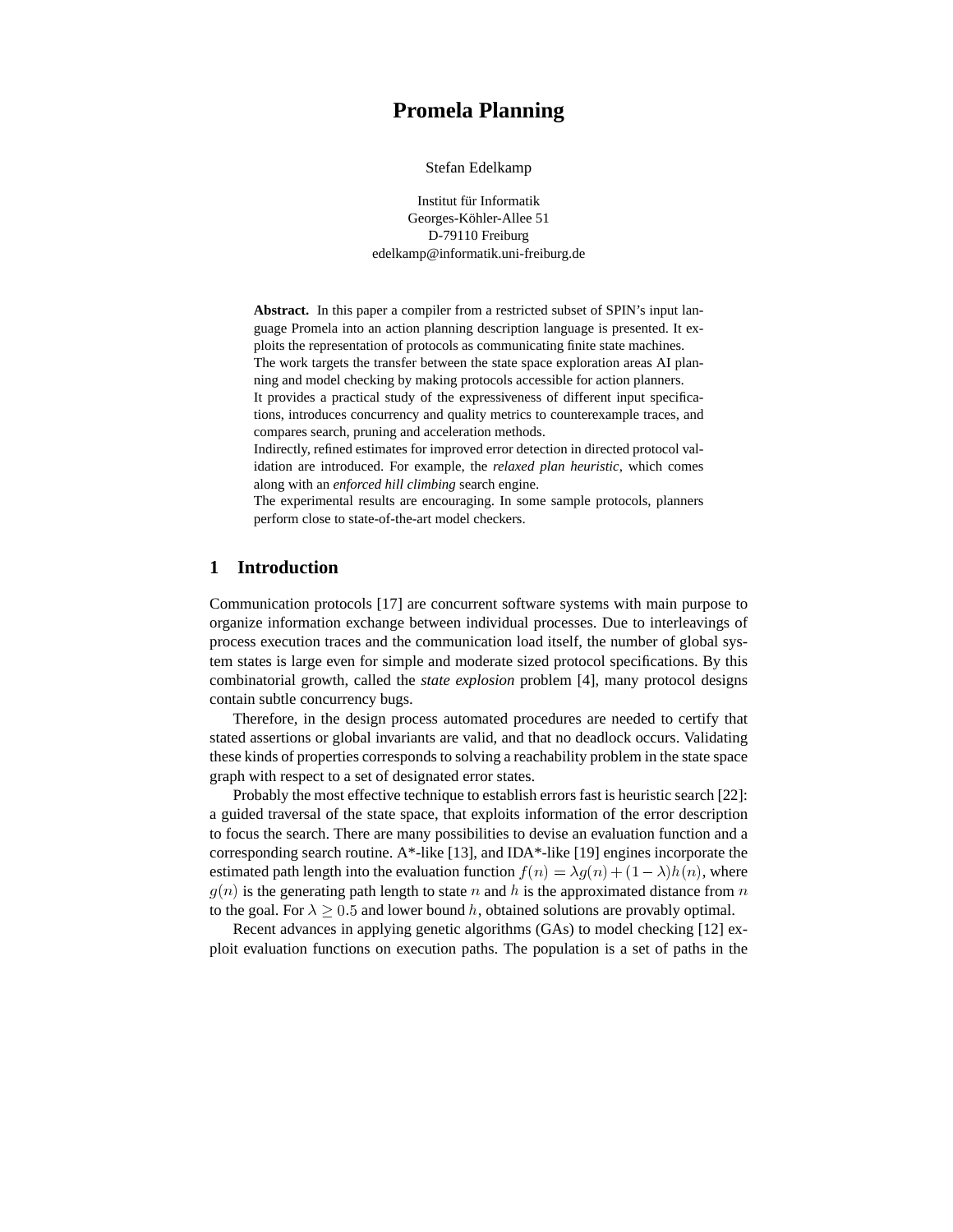# Promela Planning

Stefan Edelkamp

Institut für Informatik
Georges-Köhler-Allee 51
D-79110 Freiburg
edelkamp@informatik.uni-freiburg.de

**Abstract.** In this paper a compiler from a restricted subset of SPIN's input language Promela into an action planning description language is presented. It exploits the representation of protocols as communicating finite state machines.
The work targets the transfer between the state space exploration areas AI planning and model checking by making protocols accessible for action planners.
It provides a practical study of the expressiveness of different input specifications, introduces concurrency and quality metrics to counterexample traces, and compares search, pruning and acceleration methods.
Indirectly, refined estimates for improved error detection in directed protocol validation are introduced. For example, the *relaxed plan heuristic*, which comes along with an *enforced hill climbing* search engine.
The experimental results are encouraging. In some sample protocols, planners perform close to state-of-the-art model checkers.

## 1 Introduction

Communication protocols [17] are concurrent software systems with main purpose to organize information exchange between individual processes. Due to interleavings of process execution traces and the communication load itself, the number of global system states is large even for simple and moderate sized protocol specifications. By this combinatorial growth, called the *state explosion* problem [4], many protocol designs contain subtle concurrency bugs.

Therefore, in the design process automated procedures are needed to certify that stated assertions or global invariants are valid, and that no deadlock occurs. Validating these kinds of properties corresponds to solving a reachability problem in the state space graph with respect to a set of designated error states.

Probably the most effective technique to establish errors fast is heuristic search [22]: a guided traversal of the state space, that exploits information of the error description to focus the search. There are many possibilities to devise an evaluation function and a corresponding search routine. A*-like [13], and IDA*-like [19] engines incorporate the estimated path length into the evaluation function $f(n) = \lambda g(n) + (1 - \lambda)h(n)$, where $g(n)$ is the generating path length to state $n$ and $h$ is the approximated distance from $n$ to the goal. For $\lambda \geq 0.5$ and lower bound $h$, obtained solutions are provably optimal.

Recent advances in applying genetic algorithms (GAs) to model checking [12] exploit evaluation functions on execution paths. The population is a set of paths in the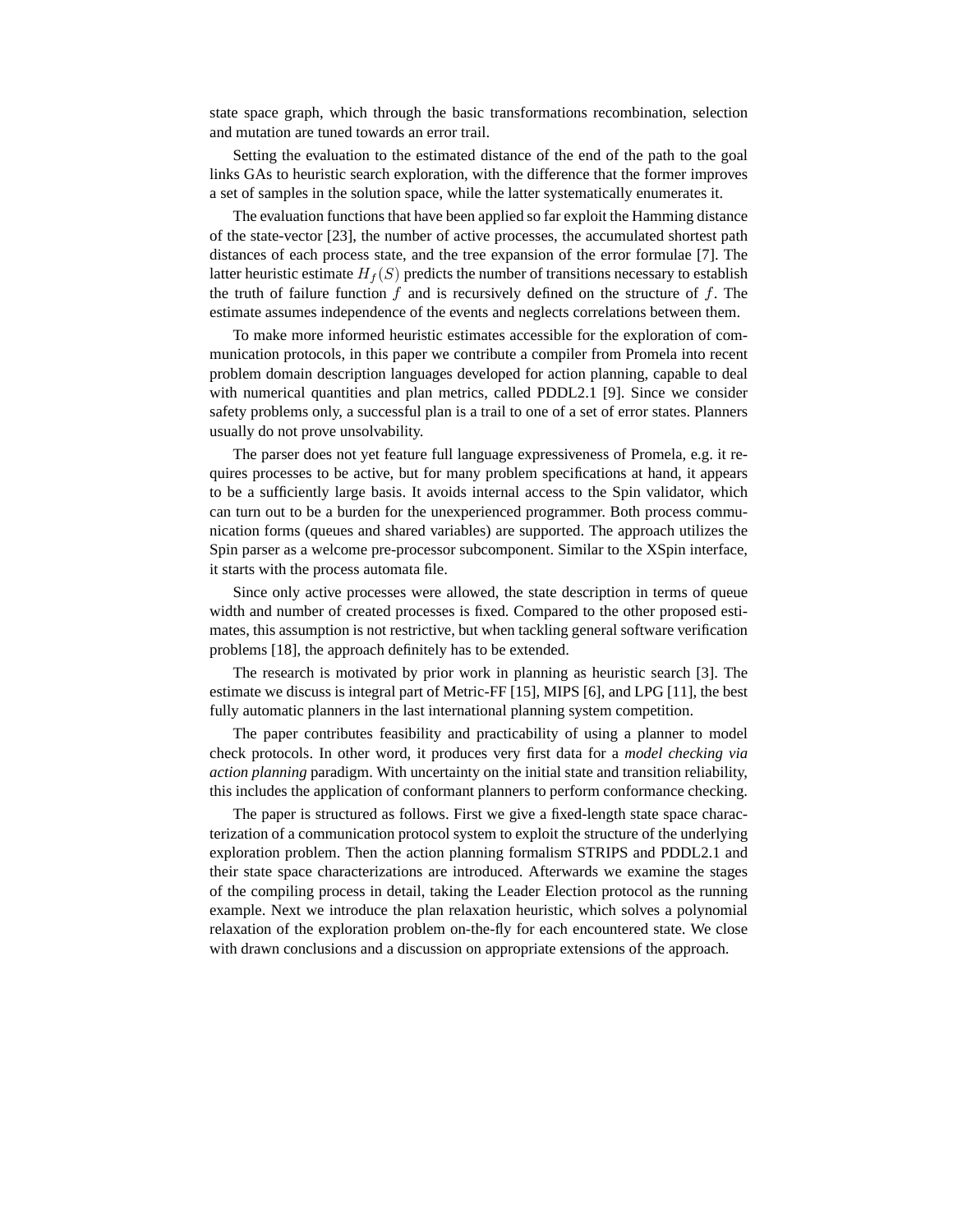state space graph, which through the basic transformations recombination, selection and mutation are tuned towards an error trail.

Setting the evaluation to the estimated distance of the end of the path to the goal links GAs to heuristic search exploration, with the difference that the former improves a set of samples in the solution space, while the latter systematically enumerates it.

The evaluation functions that have been applied so far exploit the Hamming distance of the state-vector [23], the number of active processes, the accumulated shortest path distances of each process state, and the tree expansion of the error formulae [7]. The latter heuristic estimate $H_f(S)$ predicts the number of transitions necessary to establish the truth of failure function $f$ and is recursively defined on the structure of $f$. The estimate assumes independence of the events and neglects correlations between them.

To make more informed heuristic estimates accessible for the exploration of communication protocols, in this paper we contribute a compiler from Promela into recent problem domain description languages developed for action planning, capable to deal with numerical quantities and plan metrics, called PDDL2.1 [9]. Since we consider safety problems only, a successful plan is a trail to one of a set of error states. Planners usually do not prove unsolvability.

The parser does not yet feature full language expressiveness of Promela, e.g. it requires processes to be active, but for many problem specifications at hand, it appears to be a sufficiently large basis. It avoids internal access to the Spin validator, which can turn out to be a burden for the unexperienced programmer. Both process communication forms (queues and shared variables) are supported. The approach utilizes the Spin parser as a welcome pre-processor subcomponent. Similar to the XSpin interface, it starts with the process automata file.

Since only active processes were allowed, the state description in terms of queue width and number of created processes is fixed. Compared to the other proposed estimates, this assumption is not restrictive, but when tackling general software verification problems [18], the approach definitely has to be extended.

The research is motivated by prior work in planning as heuristic search [3]. The estimate we discuss is integral part of Metric-FF [15], MIPS [6], and LPG [11], the best fully automatic planners in the last international planning system competition.

The paper contributes feasibility and practicability of using a planner to model check protocols. In other word, it produces very first data for a *model checking via action planning* paradigm. With uncertainty on the initial state and transition reliability, this includes the application of conformant planners to perform conformance checking.

The paper is structured as follows. First we give a fixed-length state space characterization of a communication protocol system to exploit the structure of the underlying exploration problem. Then the action planning formalism STRIPS and PDDL2.1 and their state space characterizations are introduced. Afterwards we examine the stages of the compiling process in detail, taking the Leader Election protocol as the running example. Next we introduce the plan relaxation heuristic, which solves a polynomial relaxation of the exploration problem on-the-fly for each encountered state. We close with drawn conclusions and a discussion on appropriate extensions of the approach.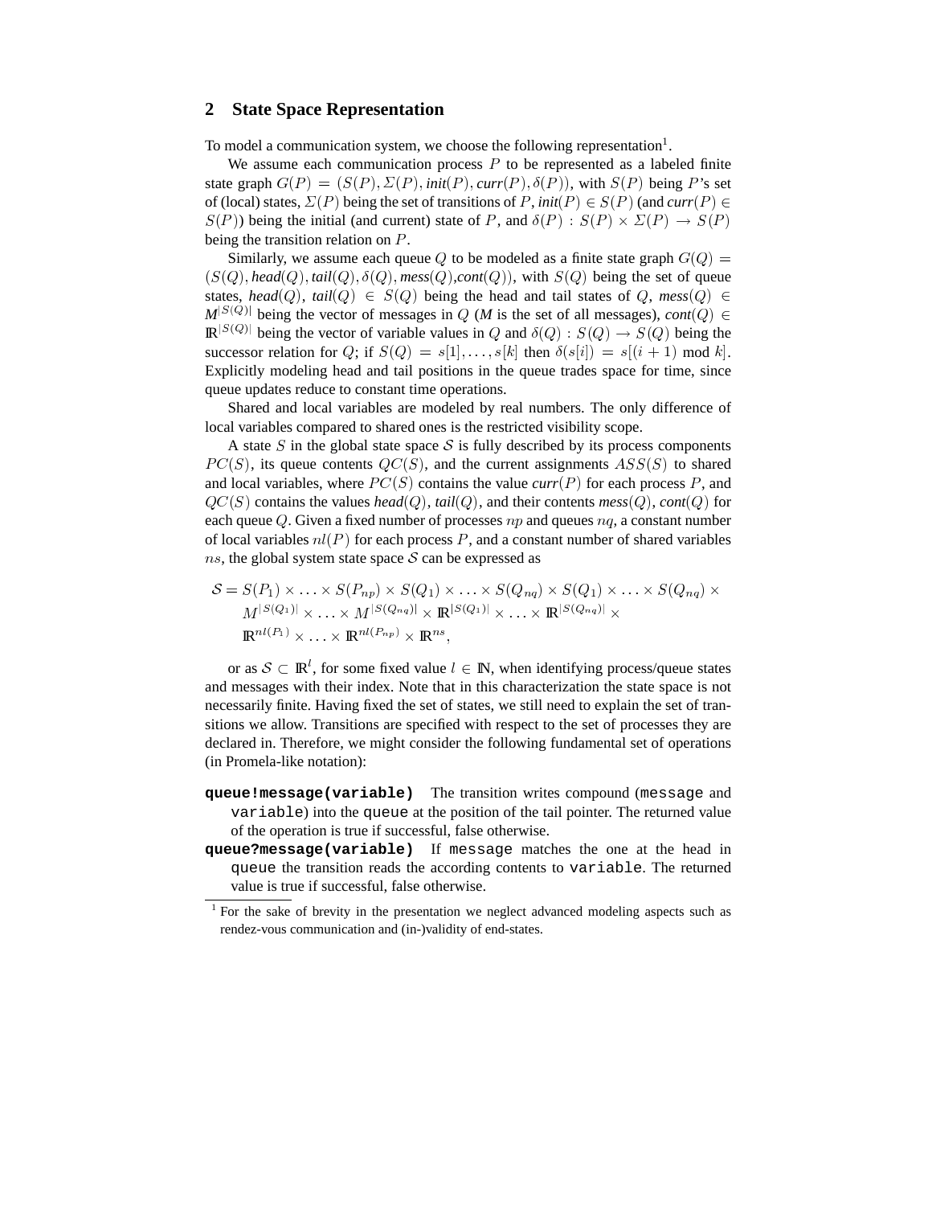## 2 State Space Representation

To model a communication system, we choose the following representation[1].

We assume each communication process $P$ to be represented as a labeled finite state graph $G(P) = (S(P), \Sigma(P), \textit{init}(P), \textit{curr}(P), \delta(P))$, with $S(P)$ being $P$'s set of (local) states, $\Sigma(P)$ being the set of transitions of $P$, $\textit{init}(P) \in S(P)$ (and $\textit{curr}(P) \in S(P)$) being the initial (and current) state of $P$, and $\delta(P) : S(P) \times \Sigma(P) \to S(P)$ being the transition relation on $P$.

Similarly, we assume each queue $Q$ to be modeled as a finite state graph $G(Q) = (S(Q), \textit{head}(Q), \textit{tail}(Q), \delta(Q), \textit{mess}(Q), \textit{cont}(Q))$, with $S(Q)$ being the set of queue states, $\textit{head}(Q)$, $\textit{tail}(Q) \in S(Q)$ being the head and tail states of $Q$, $\textit{mess}(Q) \in M^{|S(Q)|}$ being the vector of messages in $Q$ ($M$ is the set of all messages), $\textit{cont}(Q) \in \mathbb{R}^{|S(Q)|}$ being the vector of variable values in $Q$ and $\delta(Q) : S(Q) \to S(Q)$ being the successor relation for $Q$; if $S(Q) = s[1], \ldots, s[k]$ then $\delta(s[i]) = s[(i+1) \bmod k]$. Explicitly modeling head and tail positions in the queue trades space for time, since queue updates reduce to constant time operations.

Shared and local variables are modeled by real numbers. The only difference of local variables compared to shared ones is the restricted visibility scope.

A state $S$ in the global state space $\mathcal{S}$ is fully described by its process components $PC(S)$, its queue contents $QC(S)$, and the current assignments $ASS(S)$ to shared and local variables, where $PC(S)$ contains the value $\textit{curr}(P)$ for each process $P$, and $QC(S)$ contains the values $\textit{head}(Q)$, $\textit{tail}(Q)$, and their contents $\textit{mess}(Q)$, $\textit{cont}(Q)$ for each queue $Q$. Given a fixed number of processes $np$ and queues $nq$, a constant number of local variables $nl(P)$ for each process $P$, and a constant number of shared variables $ns$, the global system state space $\mathcal{S}$ can be expressed as

$$
\begin{aligned}
\mathcal{S} = {} & S(P_1) \times \ldots \times S(P_{np}) \times S(Q_1) \times \ldots \times S(Q_{nq}) \times S(Q_1) \times \ldots \times S(Q_{nq}) \times \\
& M^{|S(Q_1)|} \times \ldots \times M^{|S(Q_{nq})|} \times \mathbb{R}^{|S(Q_1)|} \times \ldots \times \mathbb{R}^{|S(Q_{nq})|} \times \\
& \mathbb{R}^{nl(P_1)} \times \ldots \times \mathbb{R}^{nl(P_{np})} \times \mathbb{R}^{ns},
\end{aligned}
$$

or as $\mathcal{S} \subset \mathbb{R}^l$, for some fixed value $l \in \mathbb{N}$, when identifying process/queue states and messages with their index. Note that in this characterization the state space is not necessarily finite. Having fixed the set of states, we still need to explain the set of transitions we allow. Transitions are specified with respect to the set of processes they are declared in. Therefore, we might consider the following fundamental set of operations (in Promela-like notation):

**`queue!message(variable)`** The transition writes compound (`message` and `variable`) into the `queue` at the position of the tail pointer. The returned value of the operation is true if successful, false otherwise.

**`queue?message(variable)`** If `message` matches the one at the head in `queue` the transition reads the according contents to `variable`. The returned value is true if successful, false otherwise.

[1] For the sake of brevity in the presentation we neglect advanced modeling aspects such as rendez-vous communication and (in-)validity of end-states.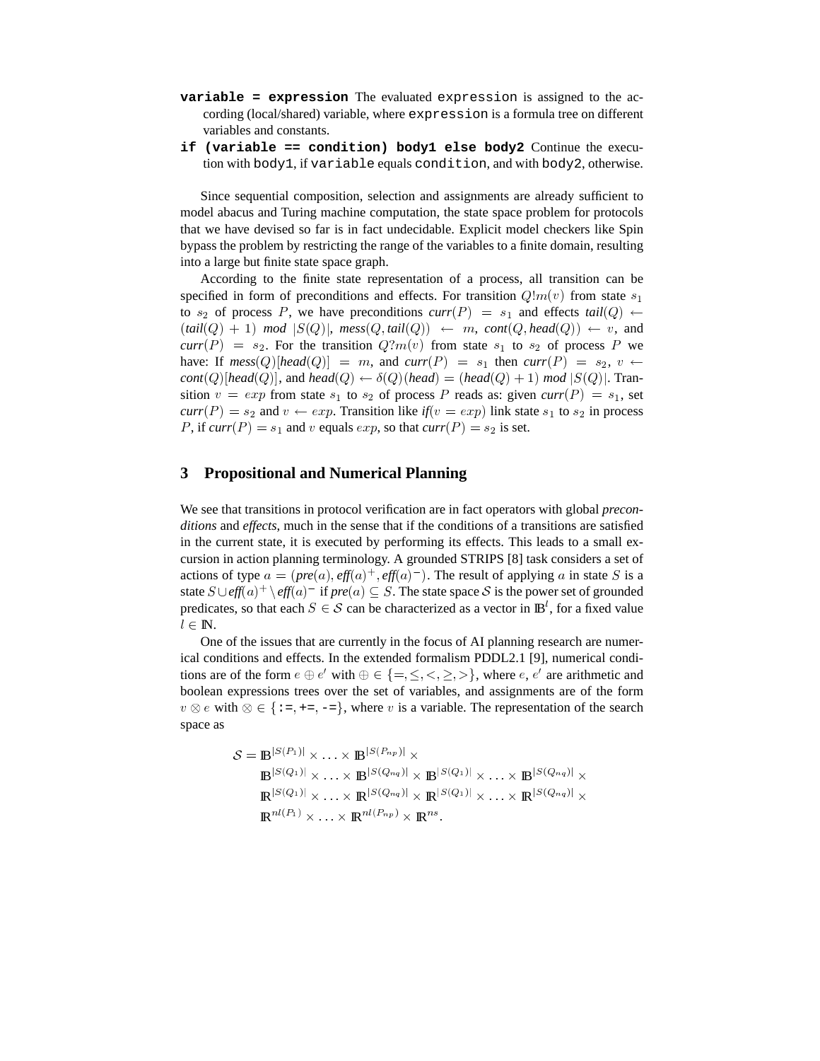- **`variable = expression`** The evaluated `expression` is assigned to the according (local/shared) variable, where `expression` is a formula tree on different variables and constants.
- **`if (variable == condition) body1 else body2`** Continue the execution with `body1`, if `variable` equals `condition`, and with `body2`, otherwise.

Since sequential composition, selection and assignments are already sufficient to model abacus and Turing machine computation, the state space problem for protocols that we have devised so far is in fact undecidable. Explicit model checkers like Spin bypass the problem by restricting the range of the variables to a finite domain, resulting into a large but finite state space graph.

According to the finite state representation of a process, all transition can be specified in form of preconditions and effects. For transition $Q!m(v)$ from state $s_1$ to $s_2$ of process $P$, we have preconditions $\mathit{curr}(P) = s_1$ and effects $\mathit{tail}(Q) \leftarrow (\mathit{tail}(Q) + 1)\ \mathit{mod}\ |S(Q)|$, $\mathit{mess}(Q, \mathit{tail}(Q)) \leftarrow m$, $\mathit{cont}(Q, \mathit{head}(Q)) \leftarrow v$, and $\mathit{curr}(P) = s_2$. For the transition $Q?m(v)$ from state $s_1$ to $s_2$ of process $P$ we have: If $\mathit{mess}(Q)[\mathit{head}(Q)] = m$, and $\mathit{curr}(P) = s_1$ then $\mathit{curr}(P) = s_2$, $v \leftarrow \mathit{cont}(Q)[\mathit{head}(Q)]$, and $\mathit{head}(Q) \leftarrow \delta(Q)(\mathit{head}) = (\mathit{head}(Q) + 1)\ \mathit{mod}\ |S(Q)|$. Transition $v = exp$ from state $s_1$ to $s_2$ of process $P$ reads as: given $\mathit{curr}(P) = s_1$, set $\mathit{curr}(P) = s_2$ and $v \leftarrow exp$. Transition like $\mathit{if}(v = exp)$ link state $s_1$ to $s_2$ in process $P$, if $\mathit{curr}(P) = s_1$ and $v$ equals $exp$, so that $\mathit{curr}(P) = s_2$ is set.

## 3 Propositional and Numerical Planning

We see that transitions in protocol verification are in fact operators with global *preconditions* and *effects*, much in the sense that if the conditions of a transitions are satisfied in the current state, it is executed by performing its effects. This leads to a small excursion in action planning terminology. A grounded STRIPS [8] task considers a set of actions of type $a = (\mathit{pre}(a), \mathit{eff}(a)^+, \mathit{eff}(a)^-)$. The result of applying $a$ in state $S$ is a state $S \cup \mathit{eff}(a)^+ \setminus \mathit{eff}(a)^-$ if $\mathit{pre}(a) \subseteq S$. The state space $\mathcal{S}$ is the power set of grounded predicates, so that each $S \in \mathcal{S}$ can be characterized as a vector in $\mathbb{B}^l$, for a fixed value $l \in \mathbb{N}$.

One of the issues that are currently in the focus of AI planning research are numerical conditions and effects. In the extended formalism PDDL2.1 [9], numerical conditions are of the form $e \oplus e'$ with $\oplus \in \{=, \leq, <, \geq, >\}$, where $e$, $e'$ are arithmetic and boolean expressions trees over the set of variables, and assignments are of the form $v \otimes e$ with $\otimes \in \{$`:=`, `+=`, `-=`$\}$, where $v$ is a variable. The representation of the search space as

$$
\begin{aligned}
\mathcal{S} = {} & \mathbb{B}^{|S(P_1)|} \times \ldots \times \mathbb{B}^{|S(P_{np})|} \times \\
& \mathbb{B}^{|S(Q_1)|} \times \ldots \times \mathbb{B}^{|S(Q_{nq})|} \times \mathbb{B}^{|S(Q_1)|} \times \ldots \times \mathbb{B}^{|S(Q_{nq})|} \times \\
& \mathbb{R}^{|S(Q_1)|} \times \ldots \times \mathbb{R}^{|S(Q_{nq})|} \times \mathbb{R}^{|S(Q_1)|} \times \ldots \times \mathbb{R}^{|S(Q_{nq})|} \times \\
& \mathbb{R}^{nl(P_1)} \times \ldots \times \mathbb{R}^{nl(P_{np})} \times \mathbb{R}^{ns}.
\end{aligned}
$$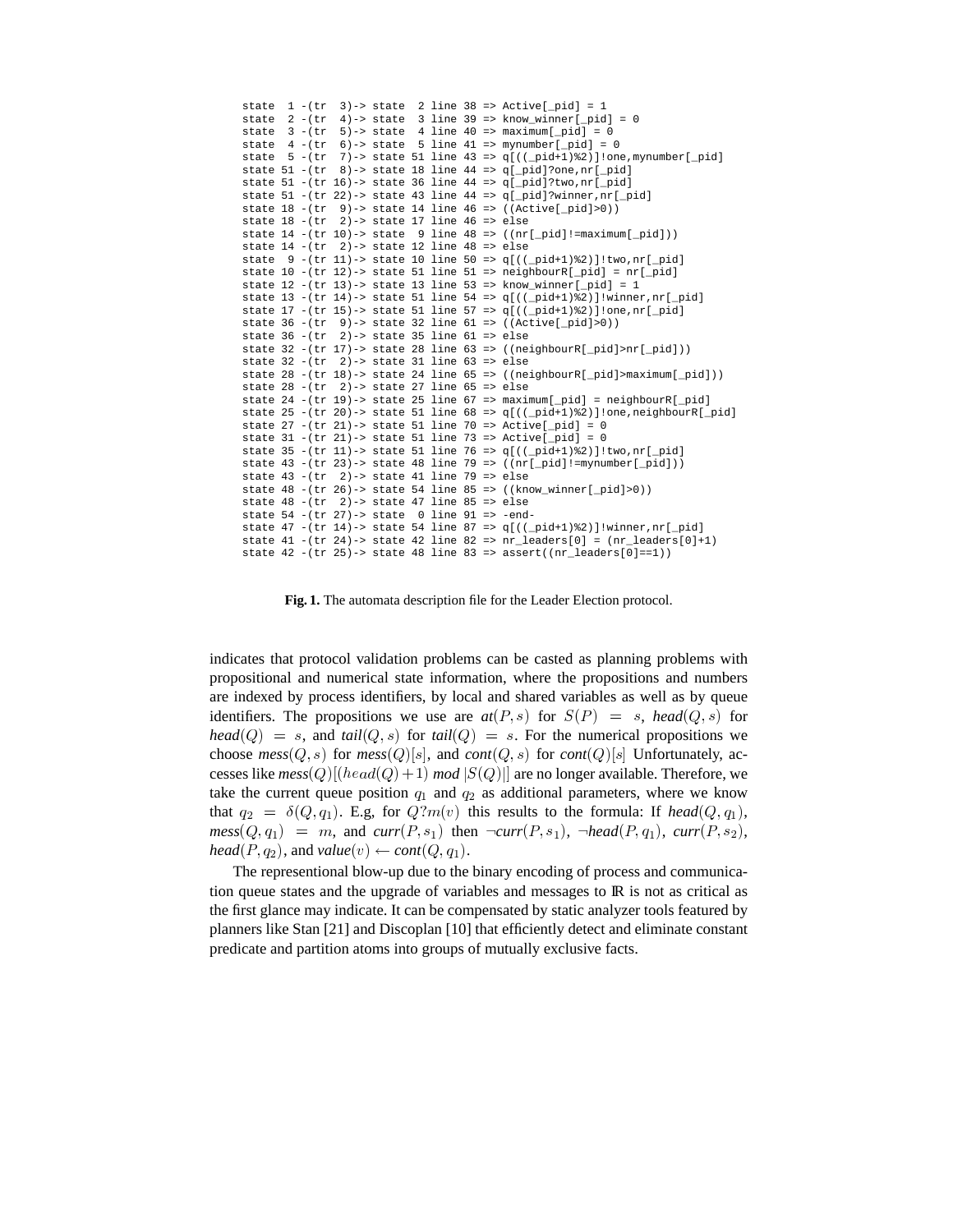```
state  1 -(tr  3)-> state  2 line 38 => Active[_pid] = 1
state  2 -(tr  4)-> state  3 line 39 => know_winner[_pid] = 0
state  3 -(tr  5)-> state  4 line 40 => maximum[_pid] = 0
state  4 -(tr  6)-> state  5 line 41 => mynumber[_pid] = 0
state  5 -(tr  7)-> state 51 line 43 => q[((_pid+1)%2)]!one,mynumber[_pid]
state 51 -(tr  8)-> state 18 line 44 => q[_pid]?one,nr[_pid]
state 51 -(tr 16)-> state 36 line 44 => q[_pid]?two,nr[_pid]
state 51 -(tr 22)-> state 43 line 44 => q[_pid]?winner,nr[_pid]
state 18 -(tr  9)-> state 14 line 46 => ((Active[_pid]>0))
state 18 -(tr  2)-> state 17 line 46 => else
state 14 -(tr 10)-> state  9 line 48 => ((nr[_pid]!=maximum[_pid]))
state 14 -(tr  2)-> state 12 line 48 => else
state  9 -(tr 11)-> state 10 line 50 => q[((_pid+1)%2)]!two,nr[_pid]
state 10 -(tr 12)-> state 51 line 51 => neighbourR[_pid] = nr[_pid]
state 12 -(tr 13)-> state 13 line 53 => know_winner[_pid] = 1
state 13 -(tr 14)-> state 51 line 54 => q[((_pid+1)%2)]!winner,nr[_pid]
state 17 -(tr 15)-> state 51 line 57 => q[((_pid+1)%2)]!one,nr[_pid]
state 36 -(tr  9)-> state 32 line 61 => ((Active[_pid]>0))
state 36 -(tr  2)-> state 35 line 61 => else
state 32 -(tr 17)-> state 28 line 63 => ((neighbourR[_pid]>nr[_pid]))
state 32 -(tr  2)-> state 31 line 63 => else
state 28 -(tr 18)-> state 24 line 65 => ((neighbourR[_pid]>maximum[_pid]))
state 28 -(tr  2)-> state 27 line 65 => else
state 24 -(tr 19)-> state 25 line 67 => maximum[_pid] = neighbourR[_pid]
state 25 -(tr 20)-> state 51 line 68 => q[((_pid+1)%2)]!one,neighbourR[_pid]
state 27 -(tr 21)-> state 51 line 70 => Active[_pid] = 0
state 31 -(tr 21)-> state 51 line 73 => Active[_pid] = 0
state 35 -(tr 11)-> state 51 line 76 => q[((_pid+1)%2)]!two,nr[_pid]
state 43 -(tr 23)-> state 48 line 79 => ((nr[_pid]!=mynumber[_pid]))
state 43 -(tr  2)-> state 41 line 79 => else
state 48 -(tr 26)-> state 54 line 85 => ((know_winner[_pid]>0))
state 48 -(tr  2)-> state 47 line 85 => else
state 54 -(tr 27)-> state  0 line 91 => -end-
state 47 -(tr 14)-> state 54 line 87 => q[((_pid+1)%2)]!winner,nr[_pid]
state 41 -(tr 24)-> state 42 line 82 => nr_leaders[0] = (nr_leaders[0]+1)
state 42 -(tr 25)-> state 48 line 83 => assert((nr_leaders[0]==1))
```

**Fig. 1.** The automata description file for the Leader Election protocol.

indicates that protocol validation problems can be casted as planning problems with propositional and numerical state information, where the propositions and numbers are indexed by process identifiers, by local and shared variables as well as by queue identifiers. The propositions we use are *at*$(P, s)$ for $S(P) = s$, *head*$(Q, s)$ for *head*$(Q) = s$, and *tail*$(Q, s)$ for *tail*$(Q) = s$. For the numerical propositions we choose *mess*$(Q, s)$ for *mess*$(Q)[s]$, and *cont*$(Q, s)$ for *cont*$(Q)[s]$ Unfortunately, accesses like *mess*$(Q)[(head(Q)+1) \textit{ mod } |S(Q)|]$ are no longer available. Therefore, we take the current queue position $q_1$ and $q_2$ as additional parameters, where we know that $q_2 = \delta(Q, q_1)$. E.g, for $Q?m(v)$ this results to the formula: If *head*$(Q, q_1)$, *mess*$(Q, q_1) = m$, and *curr*$(P, s_1)$ then $\neg$*curr*$(P, s_1)$, $\neg$*head*$(P, q_1)$, *curr*$(P, s_2)$, *head*$(P, q_2)$, and *value*$(v) \leftarrow$ *cont*$(Q, q_1)$.

The representional blow-up due to the binary encoding of process and communication queue states and the upgrade of variables and messages to $\mathbb{R}$ is not as critical as the first glance may indicate. It can be compensated by static analyzer tools featured by planners like Stan [21] and Discoplan [10] that efficiently detect and eliminate constant predicate and partition atoms into groups of mutually exclusive facts.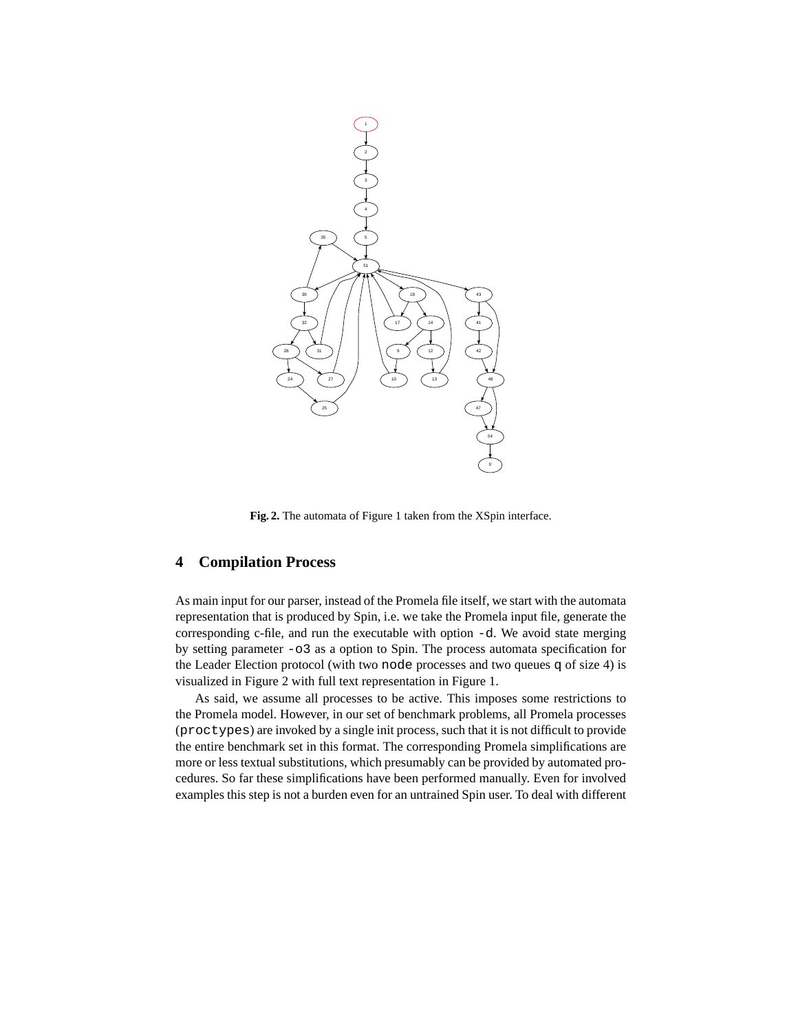Fig. 2. The automata of Figure 1 taken from the XSpin interface.

## 4 Compilation Process

As main input for our parser, instead of the Promela file itself, we start with the automata representation that is produced by Spin, i.e. we take the Promela input file, generate the corresponding c-file, and run the executable with option `-d`. We avoid state merging by setting parameter `-o3` as a option to Spin. The process automata specification for the Leader Election protocol (with two `node` processes and two queues `q` of size 4) is visualized in Figure 2 with full text representation in Figure 1.

As said, we assume all processes to be active. This imposes some restrictions to the Promela model. However, in our set of benchmark problems, all Promela processes (`proctypes`) are invoked by a single init process, such that it is not difficult to provide the entire benchmark set in this format. The corresponding Promela simplifications are more or less textual substitutions, which presumably can be provided by automated procedures. So far these simplifications have been performed manually. Even for involved examples this step is not a burden even for an untrained Spin user. To deal with different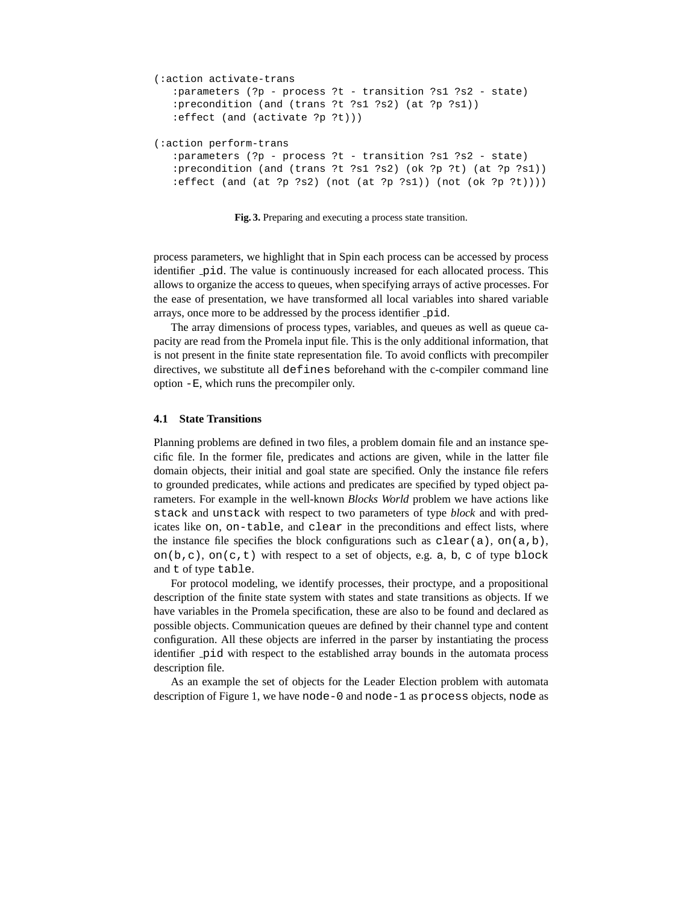```
(:action activate-trans
   :parameters (?p - process ?t - transition ?s1 ?s2 - state)
   :precondition (and (trans ?t ?s1 ?s2) (at ?p ?s1))
   :effect (and (activate ?p ?t)))

(:action perform-trans
   :parameters (?p - process ?t - transition ?s1 ?s2 - state)
   :precondition (and (trans ?t ?s1 ?s2) (ok ?p ?t) (at ?p ?s1))
   :effect (and (at ?p ?s2) (not (at ?p ?s1)) (not (ok ?p ?t))))
```

**Fig. 3.** Preparing and executing a process state transition.

process parameters, we highlight that in Spin each process can be accessed by process identifier `_pid`. The value is continuously increased for each allocated process. This allows to organize the access to queues, when specifying arrays of active processes. For the ease of presentation, we have transformed all local variables into shared variable arrays, once more to be addressed by the process identifier `_pid`.

The array dimensions of process types, variables, and queues as well as queue capacity are read from the Promela input file. This is the only additional information, that is not present in the finite state representation file. To avoid conflicts with precompiler directives, we substitute all `defines` beforehand with the c-compiler command line option `-E`, which runs the precompiler only.

### 4.1 State Transitions

Planning problems are defined in two files, a problem domain file and an instance specific file. In the former file, predicates and actions are given, while in the latter file domain objects, their initial and goal state are specified. Only the instance file refers to grounded predicates, while actions and predicates are specified by typed object parameters. For example in the well-known *Blocks World* problem we have actions like `stack` and `unstack` with respect to two parameters of type *block* and with predicates like `on`, `on-table`, and `clear` in the preconditions and effect lists, where the instance file specifies the block configurations such as `clear(a)`, `on(a,b)`, `on(b,c)`, `on(c,t)` with respect to a set of objects, e.g. `a`, `b`, `c` of type `block` and `t` of type `table`.

For protocol modeling, we identify processes, their proctype, and a propositional description of the finite state system with states and state transitions as objects. If we have variables in the Promela specification, these are also to be found and declared as possible objects. Communication queues are defined by their channel type and content configuration. All these objects are inferred in the parser by instantiating the process identifier `_pid` with respect to the established array bounds in the automata process description file.

As an example the set of objects for the Leader Election problem with automata description of Figure 1, we have `node-0` and `node-1` as `process` objects, `node` as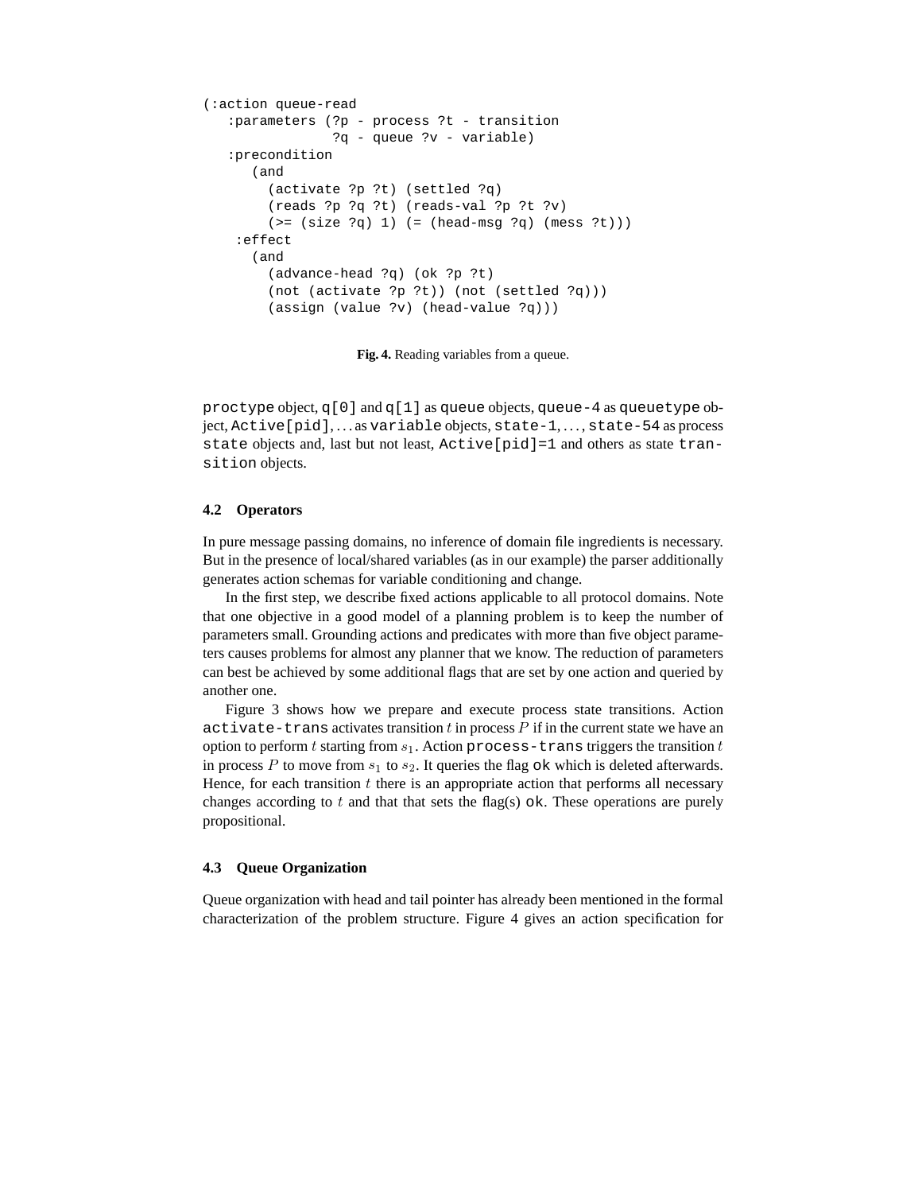```
(:action queue-read
   :parameters (?p - process ?t - transition
                ?q - queue ?v - variable)
   :precondition
      (and
        (activate ?p ?t) (settled ?q)
        (reads ?p ?q ?t) (reads-val ?p ?t ?v)
        (>= (size ?q) 1) (= (head-msg ?q) (mess ?t)))
    :effect
      (and
        (advance-head ?q) (ok ?p ?t)
        (not (activate ?p ?t)) (not (settled ?q)))
        (assign (value ?v) (head-value ?q)))
```

**Fig. 4.** Reading variables from a queue.

`proctype` object, `q[0]` and `q[1]` as `queue` objects, `queue-4` as `queuetype` object, `Active[pid]`, ... as `variable` objects, `state-1`, ..., `state-54` as process `state` objects and, last but not least, `Active[pid]=1` and others as state `transition` objects.

### 4.2 Operators

In pure message passing domains, no inference of domain file ingredients is necessary. But in the presence of local/shared variables (as in our example) the parser additionally generates action schemas for variable conditioning and change.

In the first step, we describe fixed actions applicable to all protocol domains. Note that one objective in a good model of a planning problem is to keep the number of parameters small. Grounding actions and predicates with more than five object parameters causes problems for almost any planner that we know. The reduction of parameters can best be achieved by some additional flags that are set by one action and queried by another one.

Figure 3 shows how we prepare and execute process state transitions. Action `activate-trans` activates transition $t$ in process $P$ if in the current state we have an option to perform $t$ starting from $s_1$. Action `process-trans` triggers the transition $t$ in process $P$ to move from $s_1$ to $s_2$. It queries the flag `ok` which is deleted afterwards. Hence, for each transition $t$ there is an appropriate action that performs all necessary changes according to $t$ and that that sets the flag(s) `ok`. These operations are purely propositional.

### 4.3 Queue Organization

Queue organization with head and tail pointer has already been mentioned in the formal characterization of the problem structure. Figure 4 gives an action specification for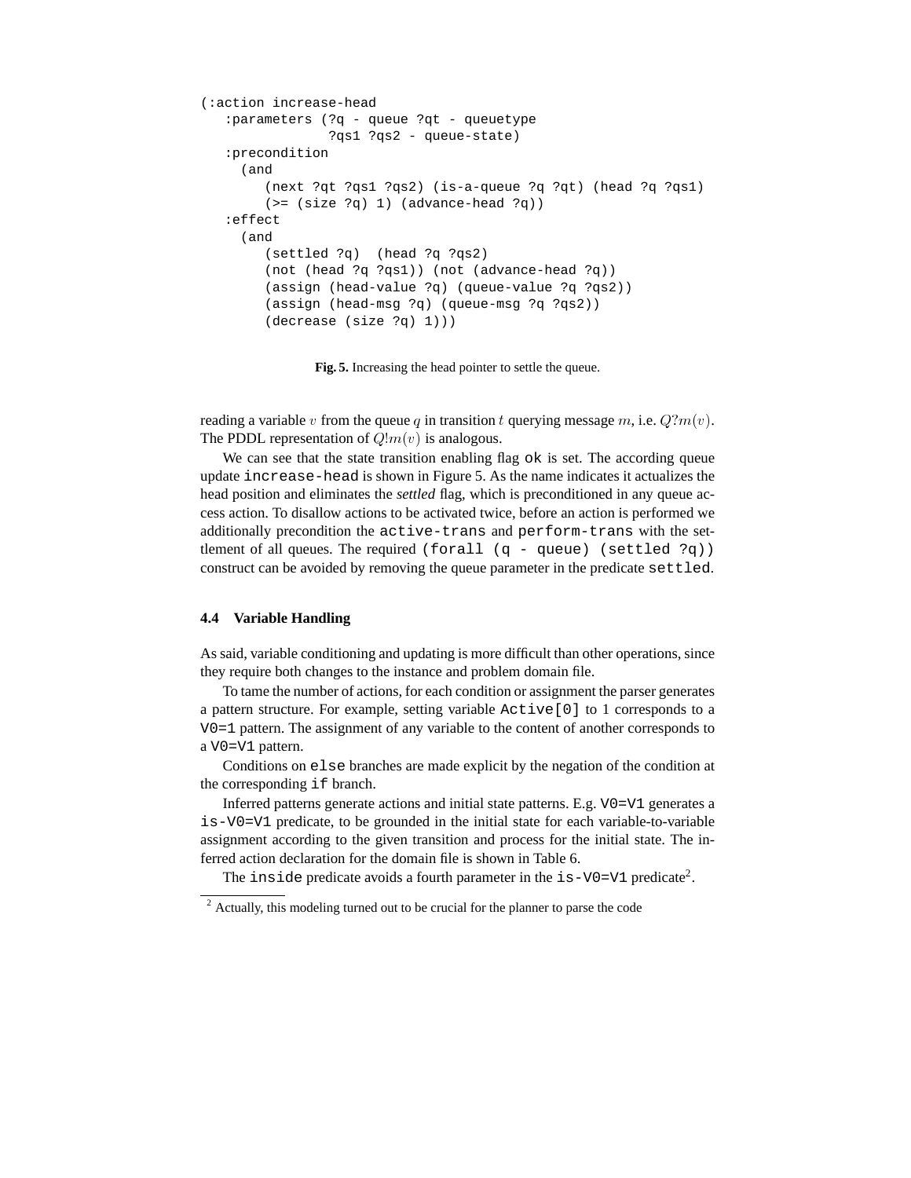```
(:action increase-head
   :parameters (?q - queue ?qt - queuetype
                ?qs1 ?qs2 - queue-state)
   :precondition
     (and
        (next ?qt ?qs1 ?qs2) (is-a-queue ?q ?qt) (head ?q ?qs1)
        (>= (size ?q) 1) (advance-head ?q))
   :effect
     (and
        (settled ?q)  (head ?q ?qs2)
        (not (head ?q ?qs1)) (not (advance-head ?q))
        (assign (head-value ?q) (queue-value ?q ?qs2))
        (assign (head-msg ?q) (queue-msg ?q ?qs2))
        (decrease (size ?q) 1)))
```

**Fig. 5.** Increasing the head pointer to settle the queue.

reading a variable $v$ from the queue $q$ in transition $t$ querying message $m$, i.e. $Q?m(v)$. The PDDL representation of $Q!m(v)$ is analogous.

We can see that the state transition enabling flag `ok` is set. The according queue update `increase-head` is shown in Figure 5. As the name indicates it actualizes the head position and eliminates the *settled* flag, which is preconditioned in any queue access action. To disallow actions to be activated twice, before an action is performed we additionally precondition the `active-trans` and `perform-trans` with the settlement of all queues. The required `(forall (q - queue) (settled ?q))` construct can be avoided by removing the queue parameter in the predicate `settled`.

### 4.4 Variable Handling

As said, variable conditioning and updating is more difficult than other operations, since they require both changes to the instance and problem domain file.

To tame the number of actions, for each condition or assignment the parser generates a pattern structure. For example, setting variable `Active[0]` to 1 corresponds to a `V0=1` pattern. The assignment of any variable to the content of another corresponds to a `V0=V1` pattern.

Conditions on `else` branches are made explicit by the negation of the condition at the corresponding `if` branch.

Inferred patterns generate actions and initial state patterns. E.g. `V0=V1` generates a `is-V0=V1` predicate, to be grounded in the initial state for each variable-to-variable assignment according to the given transition and process for the initial state. The inferred action declaration for the domain file is shown in Table 6.

The `inside` predicate avoids a fourth parameter in the `is-V0=V1` predicate[2].

[2] Actually, this modeling turned out to be crucial for the planner to parse the code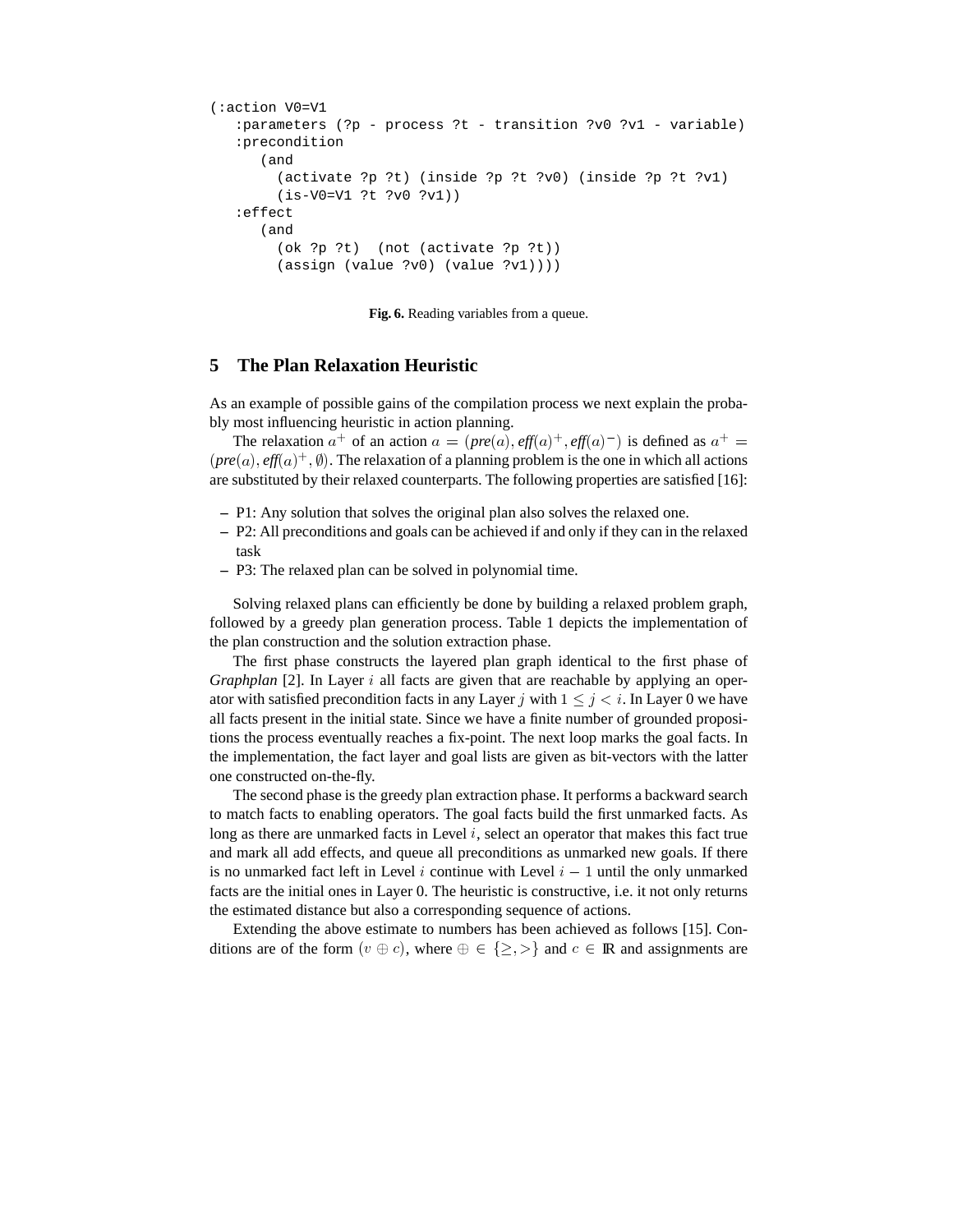```
(:action V0=V1
   :parameters (?p - process ?t - transition ?v0 ?v1 - variable)
   :precondition
      (and
        (activate ?p ?t) (inside ?p ?t ?v0) (inside ?p ?t ?v1)
        (is-V0=V1 ?t ?v0 ?v1))
   :effect
      (and
        (ok ?p ?t)  (not (activate ?p ?t))
        (assign (value ?v0) (value ?v1))))
```

**Fig. 6.** Reading variables from a queue.

## 5 The Plan Relaxation Heuristic

As an example of possible gains of the compilation process we next explain the probably most influencing heuristic in action planning.

The relaxation $a^+$ of an action $a = (\mathit{pre}(a), \mathit{eff}(a)^+, \mathit{eff}(a)^-)$ is defined as $a^+ = (\mathit{pre}(a), \mathit{eff}(a)^+, \emptyset)$. The relaxation of a planning problem is the one in which all actions are substituted by their relaxed counterparts. The following properties are satisfied [16]:

- P1: Any solution that solves the original plan also solves the relaxed one.
- P2: All preconditions and goals can be achieved if and only if they can in the relaxed task
- P3: The relaxed plan can be solved in polynomial time.

Solving relaxed plans can efficiently be done by building a relaxed problem graph, followed by a greedy plan generation process. Table 1 depicts the implementation of the plan construction and the solution extraction phase.

The first phase constructs the layered plan graph identical to the first phase of *Graphplan* [2]. In Layer $i$ all facts are given that are reachable by applying an operator with satisfied precondition facts in any Layer $j$ with $1 \leq j < i$. In Layer 0 we have all facts present in the initial state. Since we have a finite number of grounded propositions the process eventually reaches a fix-point. The next loop marks the goal facts. In the implementation, the fact layer and goal lists are given as bit-vectors with the latter one constructed on-the-fly.

The second phase is the greedy plan extraction phase. It performs a backward search to match facts to enabling operators. The goal facts build the first unmarked facts. As long as there are unmarked facts in Level $i$, select an operator that makes this fact true and mark all add effects, and queue all preconditions as unmarked new goals. If there is no unmarked fact left in Level $i$ continue with Level $i-1$ until the only unmarked facts are the initial ones in Layer 0. The heuristic is constructive, i.e. it not only returns the estimated distance but also a corresponding sequence of actions.

Extending the above estimate to numbers has been achieved as follows [15]. Conditions are of the form $(v \oplus c)$, where $\oplus \in \{\geq, >\}$ and $c \in \mathbb{R}$ and assignments are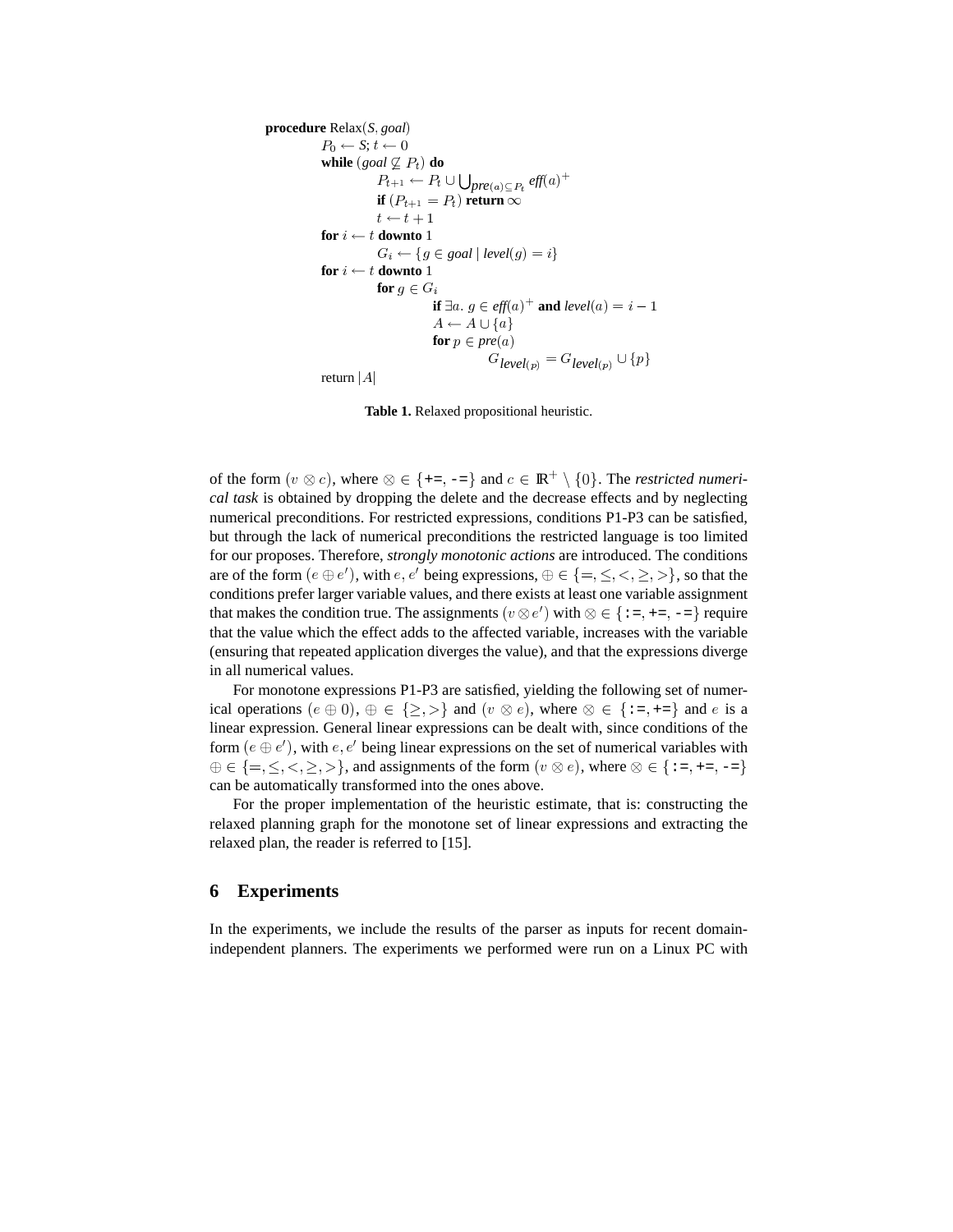```
procedure Relax(S, goal)
    P_0 ← S; t ← 0
    while (goal ⊈ P_t) do
        P_{t+1} ← P_t ∪ ⋃_{pre(a) ⊆ P_t} eff(a)^+
        if (P_{t+1} = P_t) return ∞
        t ← t + 1
    for i ← t downto 1
        G_i ← {g ∈ goal | level(g) = i}
    for i ← t downto 1
        for g ∈ G_i
            if ∃a. g ∈ eff(a)^+ and level(a) = i − 1
                A ← A ∪ {a}
                for p ∈ pre(a)
                    G_{level(p)} = G_{level(p)} ∪ {p}
    return |A|
```

**Table 1.** Relaxed propositional heuristic.

of the form $(v \otimes c)$, where $\otimes \in \{$`+=`, `-=`$\}$ and $c \in \mathbb{R}^+ \setminus \{0\}$. The *restricted numerical task* is obtained by dropping the delete and the decrease effects and by neglecting numerical preconditions. For restricted expressions, conditions P1-P3 can be satisfied, but through the lack of numerical preconditions the restricted language is too limited for our proposes. Therefore, *strongly monotonic actions* are introduced. The conditions are of the form $(e \oplus e')$, with $e, e'$ being expressions, $\oplus \in \{=, \leq, <, \geq, >\}$, so that the conditions prefer larger variable values, and there exists at least one variable assignment that makes the condition true. The assignments $(v \otimes e')$ with $\otimes \in \{$`:=`, `+=`, `-=`$\}$ require that the value which the effect adds to the affected variable, increases with the variable (ensuring that repeated application diverges the value), and that the expressions diverge in all numerical values.

For monotone expressions P1-P3 are satisfied, yielding the following set of numerical operations $(e \oplus 0)$, $\oplus \in \{\geq, >\}$ and $(v \otimes e)$, where $\otimes \in \{$`:=`, `+=`$\}$ and $e$ is a linear expression. General linear expressions can be dealt with, since conditions of the form $(e \oplus e')$, with $e, e'$ being linear expressions on the set of numerical variables with $\oplus \in \{=, \leq, <, \geq, >\}$, and assignments of the form $(v \otimes e)$, where $\otimes \in \{$`:=`, `+=`, `-=`$\}$ can be automatically transformed into the ones above.

For the proper implementation of the heuristic estimate, that is: constructing the relaxed planning graph for the monotone set of linear expressions and extracting the relaxed plan, the reader is referred to [15].

## 6 Experiments

In the experiments, we include the results of the parser as inputs for recent domain-independent planners. The experiments we performed were run on a Linux PC with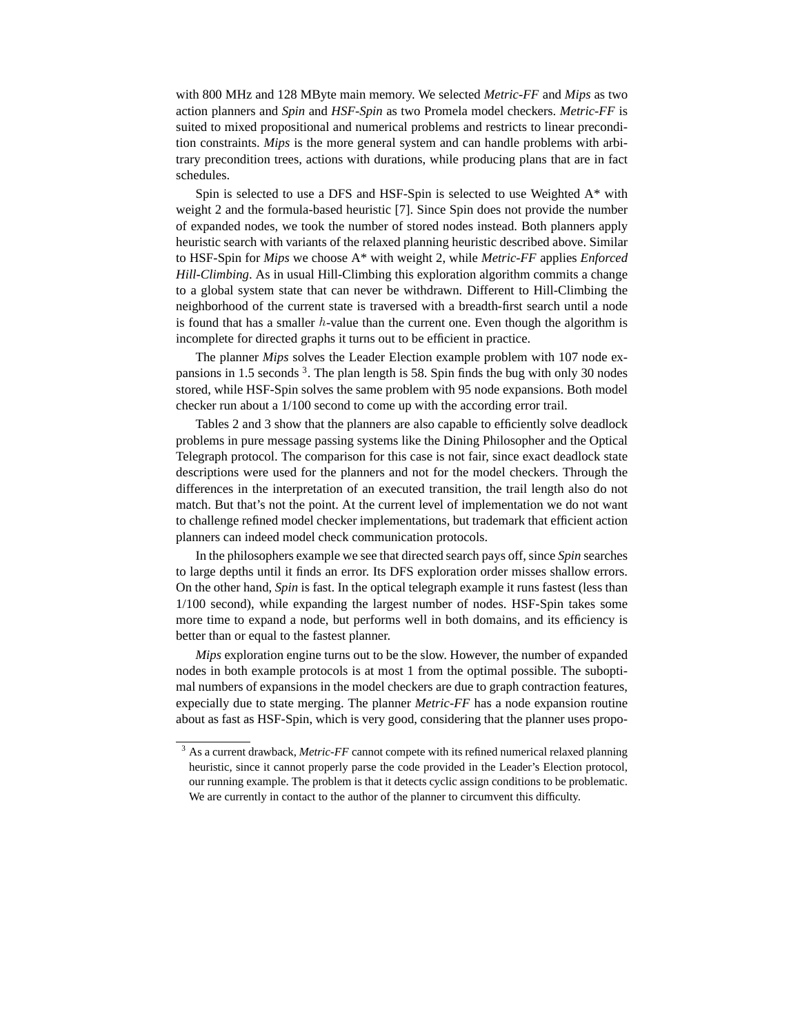with 800 MHz and 128 MByte main memory. We selected *Metric-FF* and *Mips* as two action planners and *Spin* and *HSF-Spin* as two Promela model checkers. *Metric-FF* is suited to mixed propositional and numerical problems and restricts to linear precondition constraints. *Mips* is the more general system and can handle problems with arbitrary precondition trees, actions with durations, while producing plans that are in fact schedules.

Spin is selected to use a DFS and HSF-Spin is selected to use Weighted A* with weight 2 and the formula-based heuristic [7]. Since Spin does not provide the number of expanded nodes, we took the number of stored nodes instead. Both planners apply heuristic search with variants of the relaxed planning heuristic described above. Similar to HSF-Spin for *Mips* we choose A* with weight 2, while *Metric-FF* applies *Enforced Hill-Climbing*. As in usual Hill-Climbing this exploration algorithm commits a change to a global system state that can never be withdrawn. Different to Hill-Climbing the neighborhood of the current state is traversed with a breadth-first search until a node is found that has a smaller $h$-value than the current one. Even though the algorithm is incomplete for directed graphs it turns out to be efficient in practice.

The planner *Mips* solves the Leader Election example problem with 107 node expansions in 1.5 seconds [3]. The plan length is 58. Spin finds the bug with only 30 nodes stored, while HSF-Spin solves the same problem with 95 node expansions. Both model checker run about a 1/100 second to come up with the according error trail.

Tables 2 and 3 show that the planners are also capable to efficiently solve deadlock problems in pure message passing systems like the Dining Philosopher and the Optical Telegraph protocol. The comparison for this case is not fair, since exact deadlock state descriptions were used for the planners and not for the model checkers. Through the differences in the interpretation of an executed transition, the trail length also do not match. But that's not the point. At the current level of implementation we do not want to challenge refined model checker implementations, but trademark that efficient action planners can indeed model check communication protocols.

In the philosophers example we see that directed search pays off, since *Spin* searches to large depths until it finds an error. Its DFS exploration order misses shallow errors. On the other hand, *Spin* is fast. In the optical telegraph example it runs fastest (less than 1/100 second), while expanding the largest number of nodes. HSF-Spin takes some more time to expand a node, but performs well in both domains, and its efficiency is better than or equal to the fastest planner.

*Mips* exploration engine turns out to be the slow. However, the number of expanded nodes in both example protocols is at most 1 from the optimal possible. The suboptimal numbers of expansions in the model checkers are due to graph contraction features, expecially due to state merging. The planner *Metric-FF* has a node expansion routine about as fast as HSF-Spin, which is very good, considering that the planner uses propo-

[3] As a current drawback, *Metric-FF* cannot compete with its refined numerical relaxed planning heuristic, since it cannot properly parse the code provided in the Leader's Election protocol, our running example. The problem is that it detects cyclic assign conditions to be problematic. We are currently in contact to the author of the planner to circumvent this difficulty.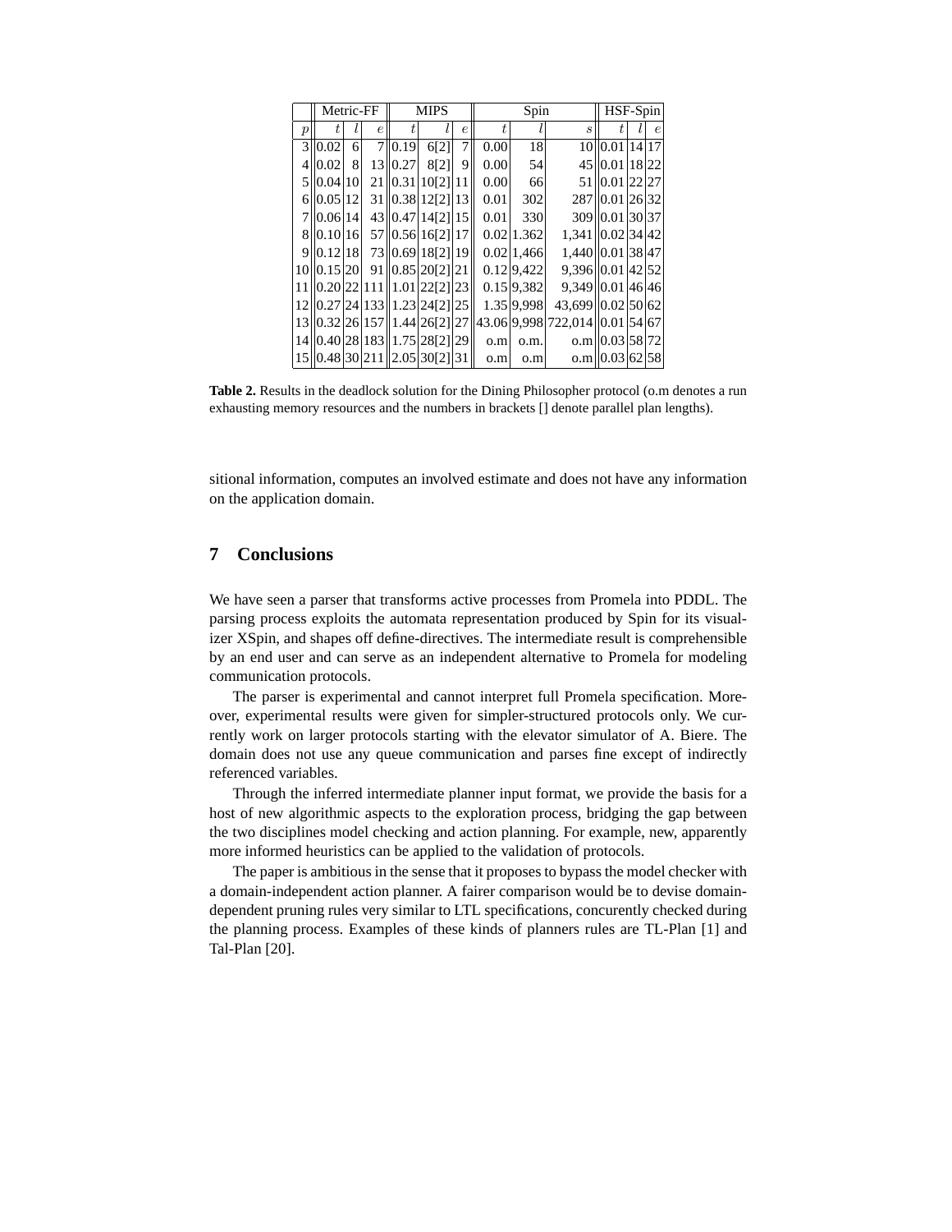| | Metric-FF | | | MIPS | | | Spin | | | HSF-Spin | | |
|---|---|---|---|---|---|---|---|---|---|---|---|---|
| $p$ | $t$ | $l$ | $e$ | $t$ | $l$ | $e$ | $t$ | $l$ | $s$ | $t$ | $l$ | $e$ |
| 3 | 0.02 | 6 | 7 | 0.19 | 6[2] | 7 | 0.00 | 18 | 10 | 0.01 | 14 | 17 |
| 4 | 0.02 | 8 | 13 | 0.27 | 8[2] | 9 | 0.00 | 54 | 45 | 0.01 | 18 | 22 |
| 5 | 0.04 | 10 | 21 | 0.31 | 10[2] | 11 | 0.00 | 66 | 51 | 0.01 | 22 | 27 |
| 6 | 0.05 | 12 | 31 | 0.38 | 12[2] | 13 | 0.01 | 302 | 287 | 0.01 | 26 | 32 |
| 7 | 0.06 | 14 | 43 | 0.47 | 14[2] | 15 | 0.01 | 330 | 309 | 0.01 | 30 | 37 |
| 8 | 0.10 | 16 | 57 | 0.56 | 16[2] | 17 | 0.02 | 1.362 | 1,341 | 0.02 | 34 | 42 |
| 9 | 0.12 | 18 | 73 | 0.69 | 18[2] | 19 | 0.02 | 1,466 | 1,440 | 0.01 | 38 | 47 |
| 10 | 0.15 | 20 | 91 | 0.85 | 20[2] | 21 | 0.12 | 9,422 | 9,396 | 0.01 | 42 | 52 |
| 11 | 0.20 | 22 | 111 | 1.01 | 22[2] | 23 | 0.15 | 9,382 | 9,349 | 0.01 | 46 | 46 |
| 12 | 0.27 | 24 | 133 | 1.23 | 24[2] | 25 | 1.35 | 9,998 | 43,699 | 0.02 | 50 | 62 |
| 13 | 0.32 | 26 | 157 | 1.44 | 26[2] | 27 | 43.06 | 9,998 | 722,014 | 0.01 | 54 | 67 |
| 14 | 0.40 | 28 | 183 | 1.75 | 28[2] | 29 | o.m | o.m. | o.m | 0.03 | 58 | 72 |
| 15 | 0.48 | 30 | 211 | 2.05 | 30[2] | 31 | o.m | o.m | o.m | 0.03 | 62 | 58 |

**Table 2.** Results in the deadlock solution for the Dining Philosopher protocol (o.m denotes a run exhausting memory resources and the numbers in brackets [] denote parallel plan lengths).

sitional information, computes an involved estimate and does not have any information on the application domain.

## 7 Conclusions

We have seen a parser that transforms active processes from Promela into PDDL. The parsing process exploits the automata representation produced by Spin for its visualizer XSpin, and shapes off define-directives. The intermediate result is comprehensible by an end user and can serve as an independent alternative to Promela for modeling communication protocols.

The parser is experimental and cannot interpret full Promela specification. Moreover, experimental results were given for simpler-structured protocols only. We currently work on larger protocols starting with the elevator simulator of A. Biere. The domain does not use any queue communication and parses fine except of indirectly referenced variables.

Through the inferred intermediate planner input format, we provide the basis for a host of new algorithmic aspects to the exploration process, bridging the gap between the two disciplines model checking and action planning. For example, new, apparently more informed heuristics can be applied to the validation of protocols.

The paper is ambitious in the sense that it proposes to bypass the model checker with a domain-independent action planner. A fairer comparison would be to devise domain-dependent pruning rules very similar to LTL specifications, concurently checked during the planning process. Examples of these kinds of planners rules are TL-Plan [1] and Tal-Plan [20].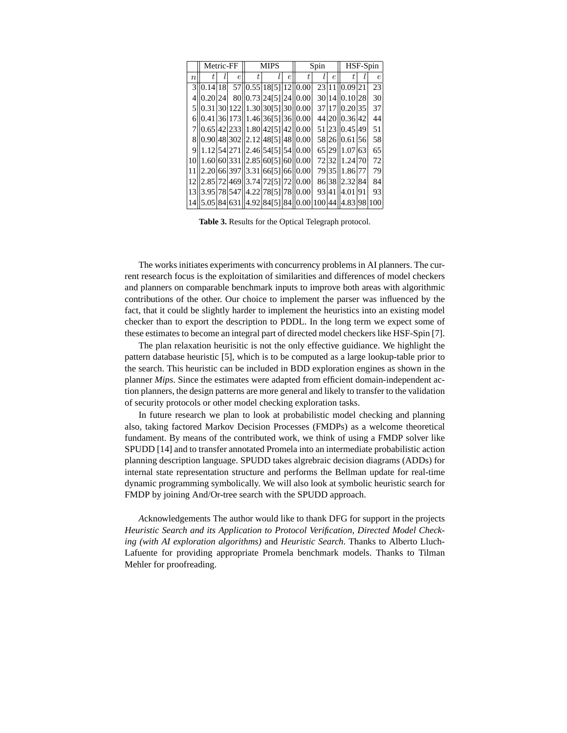| | Metric-FF | | | MIPS | | | Spin | | | HSF-Spin | | |
|---|---|---|---|---|---|---|---|---|---|---|---|---|
| $n$ | $t$ | $l$ | $e$ | $t$ | $l$ | $e$ | $t$ | $l$ | $e$ | $t$ | $l$ | $e$ |
| 3 | 0.14 | 18 | 57 | 0.55 | 18[5] | 12 | 0.00 | 23 | 11 | 0.09 | 21 | 23 |
| 4 | 0.20 | 24 | 80 | 0.73 | 24[5] | 24 | 0.00 | 30 | 14 | 0.10 | 28 | 30 |
| 5 | 0.31 | 30 | 122 | 1.30 | 30[5] | 30 | 0.00 | 37 | 17 | 0.20 | 35 | 37 |
| 6 | 0.41 | 36 | 173 | 1.46 | 36[5] | 36 | 0.00 | 44 | 20 | 0.36 | 42 | 44 |
| 7 | 0.65 | 42 | 233 | 1.80 | 42[5] | 42 | 0.00 | 51 | 23 | 0.45 | 49 | 51 |
| 8 | 0.90 | 48 | 302 | 2.12 | 48[5] | 48 | 0.00 | 58 | 26 | 0.61 | 56 | 58 |
| 9 | 1.12 | 54 | 271 | 2.46 | 54[5] | 54 | 0.00 | 65 | 29 | 1.07 | 63 | 65 |
| 10 | 1.60 | 60 | 331 | 2.85 | 60[5] | 60 | 0.00 | 72 | 32 | 1.24 | 70 | 72 |
| 11 | 2.20 | 66 | 397 | 3.31 | 66[5] | 66 | 0.00 | 79 | 35 | 1.86 | 77 | 79 |
| 12 | 2.85 | 72 | 469 | 3.74 | 72[5] | 72 | 0.00 | 86 | 38 | 2.32 | 84 | 84 |
| 13 | 3.95 | 78 | 547 | 4.22 | 78[5] | 78 | 0.00 | 93 | 41 | 4.01 | 91 | 93 |
| 14 | 5.05 | 84 | 631 | 4.92 | 84[5] | 84 | 0.00 | 100 | 44 | 4.83 | 98 | 100 |

**Table 3.** Results for the Optical Telegraph protocol.

The works initiates experiments with concurrency problems in AI planners. The current research focus is the exploitation of similarities and differences of model checkers and planners on comparable benchmark inputs to improve both areas with algorithmic contributions of the other. Our choice to implement the parser was influenced by the fact, that it could be slightly harder to implement the heuristics into an existing model checker than to export the description to PDDL. In the long term we expect some of these estimates to become an integral part of directed model checkers like HSF-Spin [7].

The plan relaxation heurisitic is not the only effective guidiance. We highlight the pattern database heuristic [5], which is to be computed as a large lookup-table prior to the search. This heuristic can be included in BDD exploration engines as shown in the planner *Mips*. Since the estimates were adapted from efficient domain-independent action planners, the design patterns are more general and likely to transfer to the validation of security protocols or other model checking exploration tasks.

In future research we plan to look at probabilistic model checking and planning also, taking factored Markov Decision Processes (FMDPs) as a welcome theoretical fundament. By means of the contributed work, we think of using a FMDP solver like SPUDD [14] and to transfer annotated Promela into an intermediate probabilistic action planning description language. SPUDD takes algrebraic decision diagrams (ADDs) for internal state representation structure and performs the Bellman update for real-time dynamic programming symbolically. We will also look at symbolic heuristic search for FMDP by joining And/Or-tree search with the SPUDD approach.

*A*cknowledgements The author would like to thank DFG for support in the projects *Heuristic Search and its Application to Protocol Verification, Directed Model Checking (with AI exploration algorithms)* and *Heuristic Search*. Thanks to Alberto Lluch-Lafuente for providing appropriate Promela benchmark models. Thanks to Tilman Mehler for proofreading.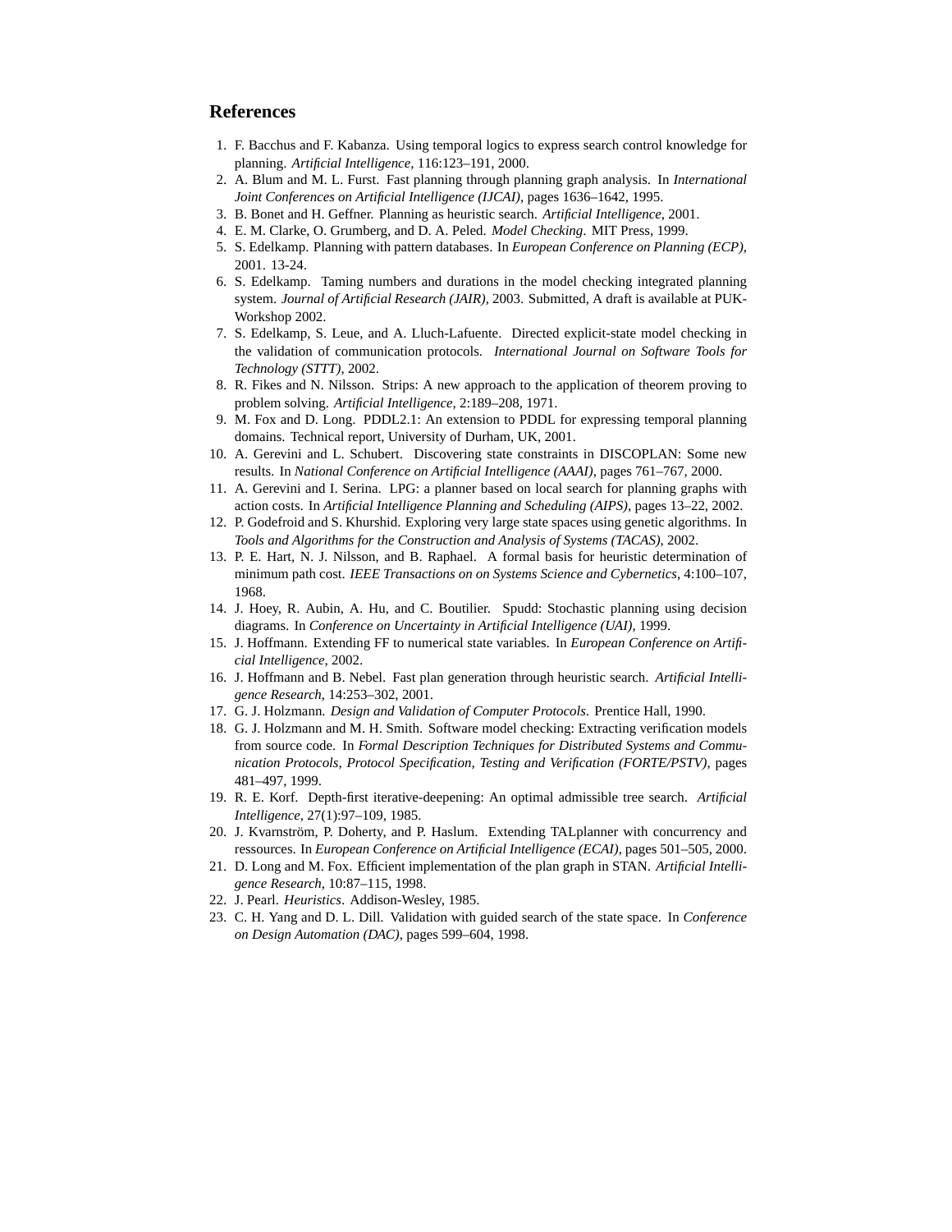## References

1. F. Bacchus and F. Kabanza. Using temporal logics to express search control knowledge for planning. *Artificial Intelligence*, 116:123–191, 2000.
2. A. Blum and M. L. Furst. Fast planning through planning graph analysis. In *International Joint Conferences on Artificial Intelligence (IJCAI)*, pages 1636–1642, 1995.
3. B. Bonet and H. Geffner. Planning as heuristic search. *Artificial Intelligence*, 2001.
4. E. M. Clarke, O. Grumberg, and D. A. Peled. *Model Checking*. MIT Press, 1999.
5. S. Edelkamp. Planning with pattern databases. In *European Conference on Planning (ECP)*, 2001. 13-24.
6. S. Edelkamp. Taming numbers and durations in the model checking integrated planning system. *Journal of Artificial Research (JAIR)*, 2003. Submitted, A draft is available at PUK-Workshop 2002.
7. S. Edelkamp, S. Leue, and A. Lluch-Lafuente. Directed explicit-state model checking in the validation of communication protocols. *International Journal on Software Tools for Technology (STTT)*, 2002.
8. R. Fikes and N. Nilsson. Strips: A new approach to the application of theorem proving to problem solving. *Artificial Intelligence*, 2:189–208, 1971.
9. M. Fox and D. Long. PDDL2.1: An extension to PDDL for expressing temporal planning domains. Technical report, University of Durham, UK, 2001.
10. A. Gerevini and L. Schubert. Discovering state constraints in DISCOPLAN: Some new results. In *National Conference on Artificial Intelligence (AAAI)*, pages 761–767, 2000.
11. A. Gerevini and I. Serina. LPG: a planner based on local search for planning graphs with action costs. In *Artificial Intelligence Planning and Scheduling (AIPS)*, pages 13–22, 2002.
12. P. Godefroid and S. Khurshid. Exploring very large state spaces using genetic algorithms. In *Tools and Algorithms for the Construction and Analysis of Systems (TACAS)*, 2002.
13. P. E. Hart, N. J. Nilsson, and B. Raphael. A formal basis for heuristic determination of minimum path cost. *IEEE Transactions on on Systems Science and Cybernetics*, 4:100–107, 1968.
14. J. Hoey, R. Aubin, A. Hu, and C. Boutilier. Spudd: Stochastic planning using decision diagrams. In *Conference on Uncertainty in Artificial Intelligence (UAI)*, 1999.
15. J. Hoffmann. Extending FF to numerical state variables. In *European Conference on Artificial Intelligence*, 2002.
16. J. Hoffmann and B. Nebel. Fast plan generation through heuristic search. *Artificial Intelligence Research*, 14:253–302, 2001.
17. G. J. Holzmann. *Design and Validation of Computer Protocols*. Prentice Hall, 1990.
18. G. J. Holzmann and M. H. Smith. Software model checking: Extracting verification models from source code. In *Formal Description Techniques for Distributed Systems and Communication Protocols, Protocol Specification, Testing and Verification (FORTE/PSTV)*, pages 481–497, 1999.
19. R. E. Korf. Depth-first iterative-deepening: An optimal admissible tree search. *Artificial Intelligence*, 27(1):97–109, 1985.
20. J. Kvarnström, P. Doherty, and P. Haslum. Extending TALplanner with concurrency and ressources. In *European Conference on Artificial Intelligence (ECAI)*, pages 501–505, 2000.
21. D. Long and M. Fox. Efficient implementation of the plan graph in STAN. *Artificial Intelligence Research*, 10:87–115, 1998.
22. J. Pearl. *Heuristics*. Addison-Wesley, 1985.
23. C. H. Yang and D. L. Dill. Validation with guided search of the state space. In *Conference on Design Automation (DAC)*, pages 599–604, 1998.